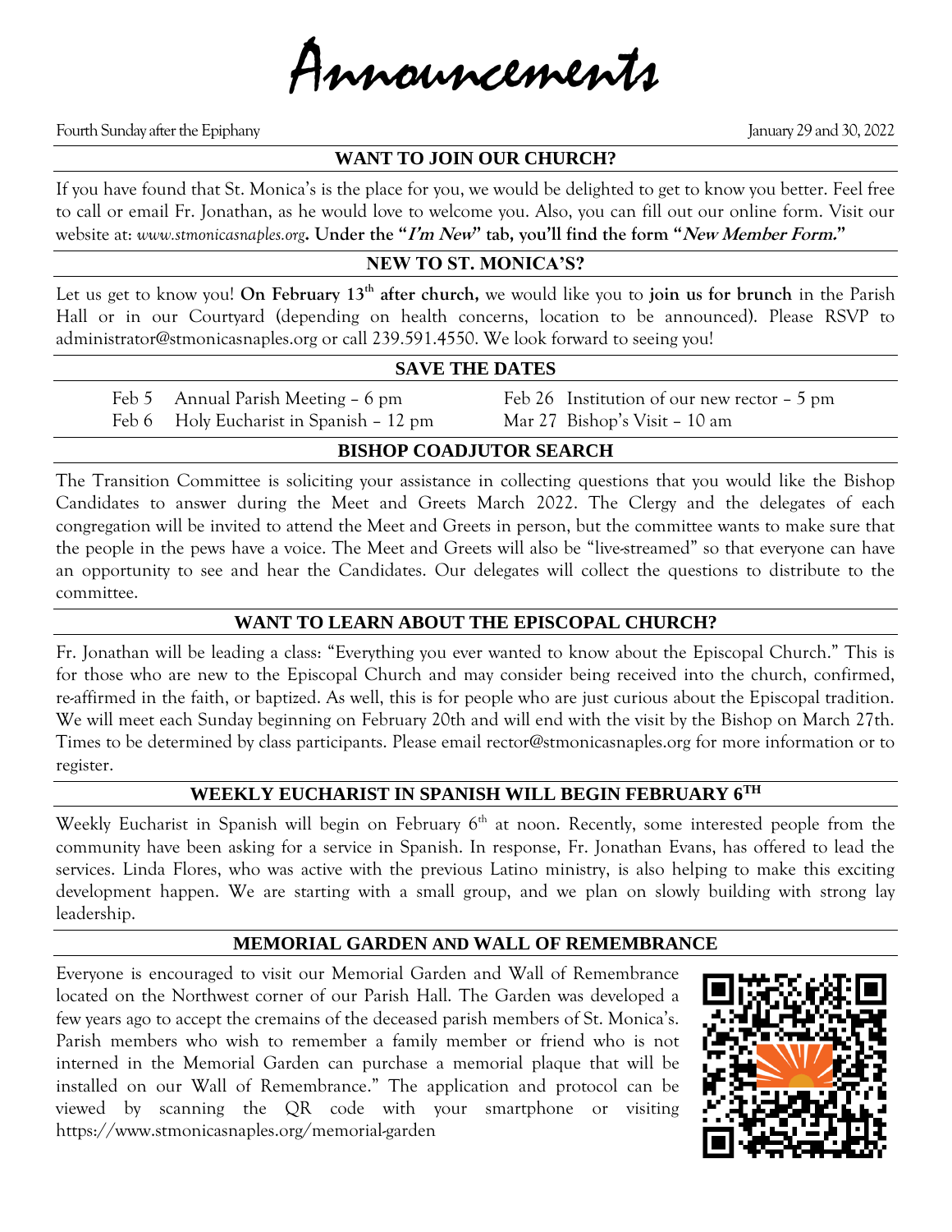# Announcements

Fourth Sunday after the Epiphany

January 29 and 30, 2022

## WANT TO JOIN OUR CHURCH?

If you have found that St. Monica's is the place for you, we would be delighted to get to know you better. Feel free to call or email Fr. Jonathan, as he would love to welcome you. Also, you can fill out our online form. Visit our website at: *www.stmonicasnaples.org*. **Under the "*I'm New*" tab, you'll find the form "*New Member Form.*"**

## NEW TO ST. MONICA'S?

Let us get to know you! **On February 13th after church,** we would like you to **join us for brunch** in the Parish Hall or in our Courtyard (depending on health concerns, location to be announced). Please RSVP to administrator@stmonicasnaples.org or call 239.591.4550. We look forward to seeing you!

## SAVE THE DATES

- Feb 5 Annual Parish Meeting – 6 pm
- Feb 6 Holy Eucharist in Spanish – 12 pm
- Feb 26 Institution of our new rector – 5 pm
- Mar 27 Bishop's Visit – 10 am

## BISHOP COADJUTOR SEARCH

The Transition Committee is soliciting your assistance in collecting questions that you would like the Bishop Candidates to answer during the Meet and Greets March 2022. The Clergy and the delegates of each congregation will be invited to attend the Meet and Greets in person, but the committee wants to make sure that the people in the pews have a voice. The Meet and Greets will also be "live-streamed" so that everyone can have an opportunity to see and hear the Candidates. Our delegates will collect the questions to distribute to the committee.

## WANT TO LEARN ABOUT THE EPISCOPAL CHURCH?

Fr. Jonathan will be leading a class: "Everything you ever wanted to know about the Episcopal Church." This is for those who are new to the Episcopal Church and may consider being received into the church, confirmed, re-affirmed in the faith, or baptized. As well, this is for people who are just curious about the Episcopal tradition. We will meet each Sunday beginning on February 20th and will end with the visit by the Bishop on March 27th. Times to be determined by class participants. Please email rector@stmonicasnaples.org for more information or to register.

## WEEKLY EUCHARIST IN SPANISH WILL BEGIN FEBRUARY 6TH

Weekly Eucharist in Spanish will begin on February 6th at noon. Recently, some interested people from the community have been asking for a service in Spanish. In response, Fr. Jonathan Evans, has offered to lead the services. Linda Flores, who was active with the previous Latino ministry, is also helping to make this exciting development happen. We are starting with a small group, and we plan on slowly building with strong lay leadership.

## MEMORIAL GARDEN AND WALL OF REMEMBRANCE

Everyone is encouraged to visit our Memorial Garden and Wall of Remembrance located on the Northwest corner of our Parish Hall. The Garden was developed a few years ago to accept the cremains of the deceased parish members of St. Monica's. Parish members who wish to remember a family member or friend who is not interned in the Memorial Garden can purchase a memorial plaque that will be installed on our Wall of Remembrance." The application and protocol can be viewed by scanning the QR code with your smartphone or visiting https://www.stmonicasnaples.org/memorial-garden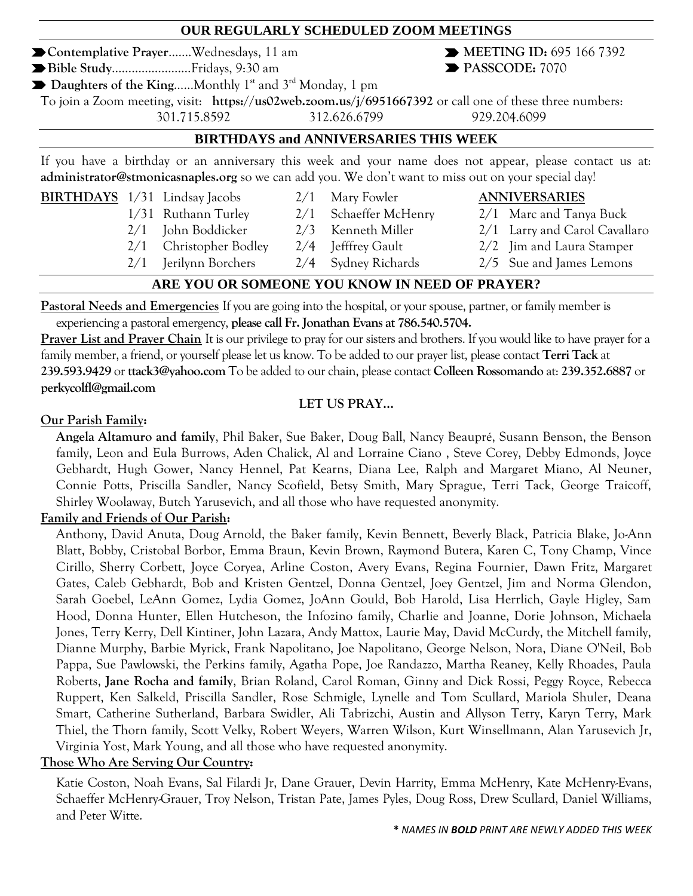## OUR REGULARLY SCHEDULED ZOOM MEETINGS

- **Contemplative Prayer**.......Wednesdays, 11 am
- **Bible Study**........................Fridays, 9:30 am
- **Daughters of the King**......Monthly 1st and 3rd Monday, 1 pm

- **MEETING ID:** 695 166 7392
- **PASSCODE:** 7070

To join a Zoom meeting, visit: **https://us02web.zoom.us/j/6951667392** or call one of these three numbers:
301.715.8592 312.626.6799 929.204.6099

## BIRTHDAYS and ANNIVERSARIES THIS WEEK

If you have a birthday or an anniversary this week and your name does not appear, please contact us at: **administrator@stmonicasnaples.org** so we can add you. We don't want to miss out on your special day!

| | | | | | | |
|---|---|---|---|---|---|---|
| **BIRTHDAYS** | 1/31 | Lindsay Jacobs | 2/1 | Mary Fowler | | **ANNIVERSARIES** |
| | 1/31 | Ruthann Turley | 2/1 | Schaeffer McHenry | 2/1 | Marc and Tanya Buck |
| | 2/1 | John Boddicker | 2/3 | Kenneth Miller | 2/1 | Larry and Carol Cavallaro |
| | 2/1 | Christopher Bodley | 2/4 | Jefffrey Gault | 2/2 | Jim and Laura Stamper |
| | 2/1 | Jerilynn Borchers | 2/4 | Sydney Richards | 2/5 | Sue and James Lemons |

## ARE YOU OR SOMEONE YOU KNOW IN NEED OF PRAYER?

**Pastoral Needs and Emergencies** If you are going into the hospital, or your spouse, partner, or family member is experiencing a pastoral emergency, **please call Fr. Jonathan Evans at 786.540.5704.**

**Prayer List and Prayer Chain** It is our privilege to pray for our sisters and brothers. If you would like to have prayer for a family member, a friend, or yourself please let us know. To be added to our prayer list, please contact **Terri Tack** at **239.593.9429** or **ttack3@yahoo.com** To be added to our chain, please contact **Colleen Rossomando** at: **239.352.6887** or **perkycolfl@gmail.com**

### LET US PRAY…

**Our Parish Family:**

**Angela Altamuro and family**, Phil Baker, Sue Baker, Doug Ball, Nancy Beaupré, Susann Benson, the Benson family, Leon and Eula Burrows, Aden Chalick, Al and Lorraine Ciano , Steve Corey, Debby Edmonds, Joyce Gebhardt, Hugh Gower, Nancy Hennel, Pat Kearns, Diana Lee, Ralph and Margaret Miano, Al Neuner, Connie Potts, Priscilla Sandler, Nancy Scofield, Betsy Smith, Mary Sprague, Terri Tack, George Traicoff, Shirley Woolaway, Butch Yarusevich, and all those who have requested anonymity.

**Family and Friends of Our Parish:**

Anthony, David Anuta, Doug Arnold, the Baker family, Kevin Bennett, Beverly Black, Patricia Blake, Jo-Ann Blatt, Bobby, Cristobal Borbor, Emma Braun, Kevin Brown, Raymond Butera, Karen C, Tony Champ, Vince Cirillo, Sherry Corbett, Joyce Coryea, Arline Coston, Avery Evans, Regina Fournier, Dawn Fritz, Margaret Gates, Caleb Gebhardt, Bob and Kristen Gentzel, Donna Gentzel, Joey Gentzel, Jim and Norma Glendon, Sarah Goebel, LeAnn Gomez, Lydia Gomez, JoAnn Gould, Bob Harold, Lisa Herrlich, Gayle Higley, Sam Hood, Donna Hunter, Ellen Hutcheson, the Infozino family, Charlie and Joanne, Dorie Johnson, Michaela Jones, Terry Kerry, Dell Kintiner, John Lazara, Andy Mattox, Laurie May, David McCurdy, the Mitchell family, Dianne Murphy, Barbie Myrick, Frank Napolitano, Joe Napolitano, George Nelson, Nora, Diane O'Neil, Bob Pappa, Sue Pawlowski, the Perkins family, Agatha Pope, Joe Randazzo, Martha Reaney, Kelly Rhoades, Paula Roberts, **Jane Rocha and family**, Brian Roland, Carol Roman, Ginny and Dick Rossi, Peggy Royce, Rebecca Ruppert, Ken Salkeld, Priscilla Sandler, Rose Schmigle, Lynelle and Tom Scullard, Mariola Shuler, Deana Smart, Catherine Sutherland, Barbara Swidler, Ali Tabrizchi, Austin and Allyson Terry, Karyn Terry, Mark Thiel, the Thorn family, Scott Velky, Robert Weyers, Warren Wilson, Kurt Winsellmann, Alan Yarusevich Jr, Virginia Yost, Mark Young, and all those who have requested anonymity.

**Those Who Are Serving Our Country:**

Katie Coston, Noah Evans, Sal Filardi Jr, Dane Grauer, Devin Harrity, Emma McHenry, Kate McHenry-Evans, Schaeffer McHenry-Grauer, Troy Nelson, Tristan Pate, James Pyles, Doug Ross, Drew Scullard, Daniel Williams, and Peter Witte.

*\* NAMES IN **BOLD** PRINT ARE NEWLY ADDED THIS WEEK*